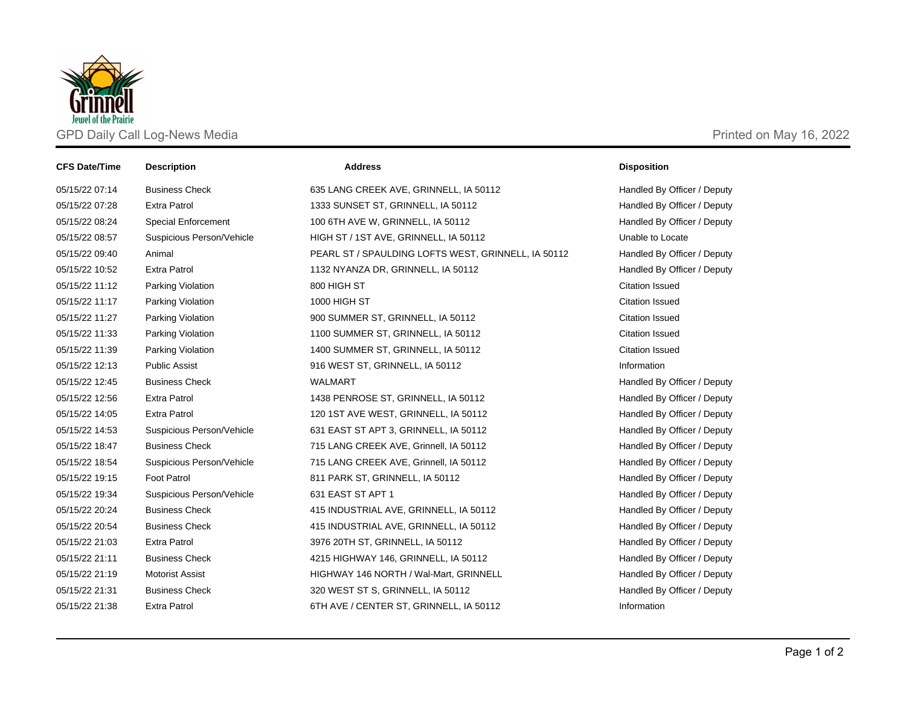# GPD Daily Call Log-News Media

Printed on May 16, 2022

| CFS Date/Time | Description | Address | Disposition |
|---|---|---|---|
| 05/15/22 07:14 | Business Check | 635 LANG CREEK AVE, GRINNELL, IA 50112 | Handled By Officer / Deputy |
| 05/15/22 07:28 | Extra Patrol | 1333 SUNSET ST, GRINNELL, IA 50112 | Handled By Officer / Deputy |
| 05/15/22 08:24 | Special Enforcement | 100 6TH AVE W, GRINNELL, IA 50112 | Handled By Officer / Deputy |
| 05/15/22 08:57 | Suspicious Person/Vehicle | HIGH ST / 1ST AVE, GRINNELL, IA 50112 | Unable to Locate |
| 05/15/22 09:40 | Animal | PEARL ST / SPAULDING LOFTS WEST, GRINNELL, IA 50112 | Handled By Officer / Deputy |
| 05/15/22 10:52 | Extra Patrol | 1132 NYANZA DR, GRINNELL, IA 50112 | Handled By Officer / Deputy |
| 05/15/22 11:12 | Parking Violation | 800 HIGH ST | Citation Issued |
| 05/15/22 11:17 | Parking Violation | 1000 HIGH ST | Citation Issued |
| 05/15/22 11:27 | Parking Violation | 900 SUMMER ST, GRINNELL, IA 50112 | Citation Issued |
| 05/15/22 11:33 | Parking Violation | 1100 SUMMER ST, GRINNELL, IA 50112 | Citation Issued |
| 05/15/22 11:39 | Parking Violation | 1400 SUMMER ST, GRINNELL, IA 50112 | Citation Issued |
| 05/15/22 12:13 | Public Assist | 916 WEST ST, GRINNELL, IA 50112 | Information |
| 05/15/22 12:45 | Business Check | WALMART | Handled By Officer / Deputy |
| 05/15/22 12:56 | Extra Patrol | 1438 PENROSE ST, GRINNELL, IA 50112 | Handled By Officer / Deputy |
| 05/15/22 14:05 | Extra Patrol | 120 1ST AVE WEST, GRINNELL, IA 50112 | Handled By Officer / Deputy |
| 05/15/22 14:53 | Suspicious Person/Vehicle | 631 EAST ST APT 3, GRINNELL, IA 50112 | Handled By Officer / Deputy |
| 05/15/22 18:47 | Business Check | 715 LANG CREEK AVE, Grinnell, IA 50112 | Handled By Officer / Deputy |
| 05/15/22 18:54 | Suspicious Person/Vehicle | 715 LANG CREEK AVE, Grinnell, IA 50112 | Handled By Officer / Deputy |
| 05/15/22 19:15 | Foot Patrol | 811 PARK ST, GRINNELL, IA 50112 | Handled By Officer / Deputy |
| 05/15/22 19:34 | Suspicious Person/Vehicle | 631 EAST ST APT 1 | Handled By Officer / Deputy |
| 05/15/22 20:24 | Business Check | 415 INDUSTRIAL AVE, GRINNELL, IA 50112 | Handled By Officer / Deputy |
| 05/15/22 20:54 | Business Check | 415 INDUSTRIAL AVE, GRINNELL, IA 50112 | Handled By Officer / Deputy |
| 05/15/22 21:03 | Extra Patrol | 3976 20TH ST, GRINNELL, IA 50112 | Handled By Officer / Deputy |
| 05/15/22 21:11 | Business Check | 4215 HIGHWAY 146, GRINNELL, IA 50112 | Handled By Officer / Deputy |
| 05/15/22 21:19 | Motorist Assist | HIGHWAY 146 NORTH / Wal-Mart, GRINNELL | Handled By Officer / Deputy |
| 05/15/22 21:31 | Business Check | 320 WEST ST S, GRINNELL, IA 50112 | Handled By Officer / Deputy |
| 05/15/22 21:38 | Extra Patrol | 6TH AVE / CENTER ST, GRINNELL, IA 50112 | Information |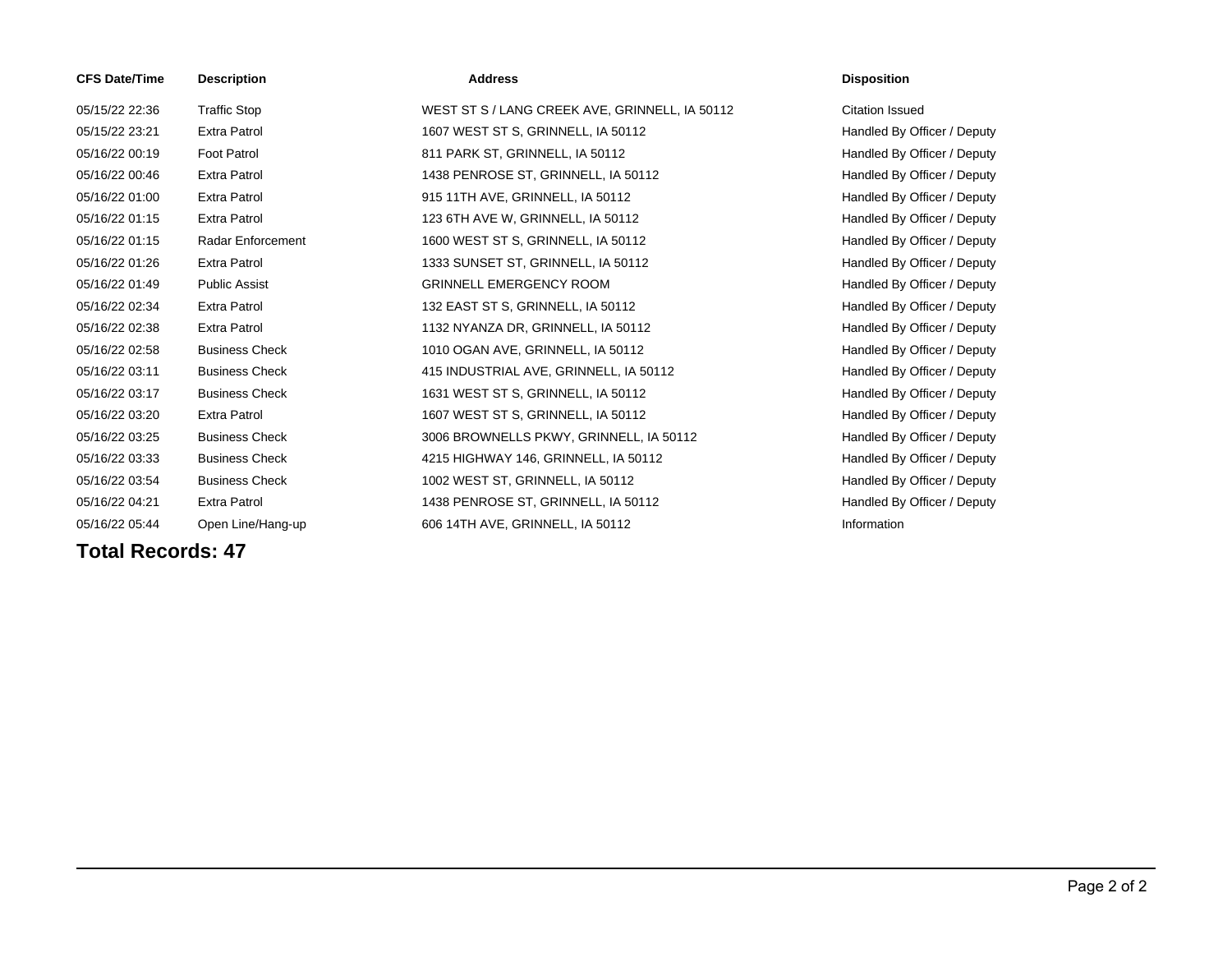| CFS Date/Time | Description | Address | Disposition |
|---|---|---|---|
| 05/15/22 22:36 | Traffic Stop | WEST ST S / LANG CREEK AVE, GRINNELL, IA 50112 | Citation Issued |
| 05/15/22 23:21 | Extra Patrol | 1607 WEST ST S, GRINNELL, IA 50112 | Handled By Officer / Deputy |
| 05/16/22 00:19 | Foot Patrol | 811 PARK ST, GRINNELL, IA 50112 | Handled By Officer / Deputy |
| 05/16/22 00:46 | Extra Patrol | 1438 PENROSE ST, GRINNELL, IA 50112 | Handled By Officer / Deputy |
| 05/16/22 01:00 | Extra Patrol | 915 11TH AVE, GRINNELL, IA 50112 | Handled By Officer / Deputy |
| 05/16/22 01:15 | Extra Patrol | 123 6TH AVE W, GRINNELL, IA 50112 | Handled By Officer / Deputy |
| 05/16/22 01:15 | Radar Enforcement | 1600 WEST ST S, GRINNELL, IA 50112 | Handled By Officer / Deputy |
| 05/16/22 01:26 | Extra Patrol | 1333 SUNSET ST, GRINNELL, IA 50112 | Handled By Officer / Deputy |
| 05/16/22 01:49 | Public Assist | GRINNELL EMERGENCY ROOM | Handled By Officer / Deputy |
| 05/16/22 02:34 | Extra Patrol | 132 EAST ST S, GRINNELL, IA 50112 | Handled By Officer / Deputy |
| 05/16/22 02:38 | Extra Patrol | 1132 NYANZA DR, GRINNELL, IA 50112 | Handled By Officer / Deputy |
| 05/16/22 02:58 | Business Check | 1010 OGAN AVE, GRINNELL, IA 50112 | Handled By Officer / Deputy |
| 05/16/22 03:11 | Business Check | 415 INDUSTRIAL AVE, GRINNELL, IA 50112 | Handled By Officer / Deputy |
| 05/16/22 03:17 | Business Check | 1631 WEST ST S, GRINNELL, IA 50112 | Handled By Officer / Deputy |
| 05/16/22 03:20 | Extra Patrol | 1607 WEST ST S, GRINNELL, IA 50112 | Handled By Officer / Deputy |
| 05/16/22 03:25 | Business Check | 3006 BROWNELLS PKWY, GRINNELL, IA 50112 | Handled By Officer / Deputy |
| 05/16/22 03:33 | Business Check | 4215 HIGHWAY 146, GRINNELL, IA 50112 | Handled By Officer / Deputy |
| 05/16/22 03:54 | Business Check | 1002 WEST ST, GRINNELL, IA 50112 | Handled By Officer / Deputy |
| 05/16/22 04:21 | Extra Patrol | 1438 PENROSE ST, GRINNELL, IA 50112 | Handled By Officer / Deputy |
| 05/16/22 05:44 | Open Line/Hang-up | 606 14TH AVE, GRINNELL, IA 50112 | Information |

**Total Records: 47**